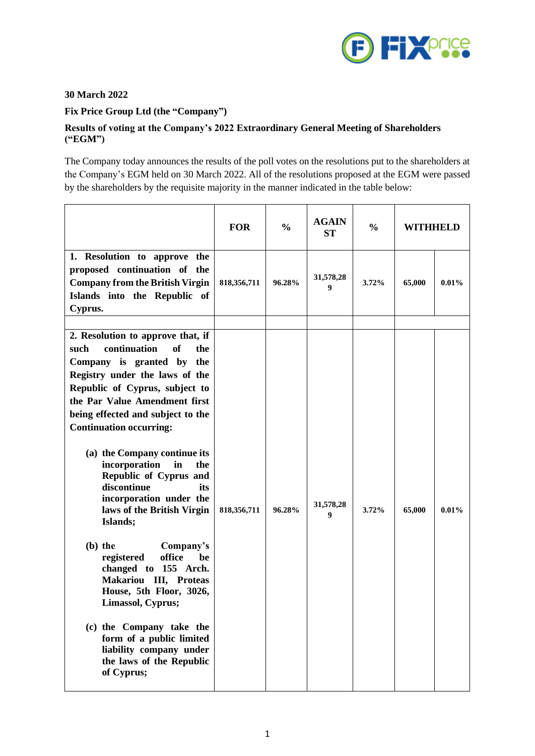**30 March 2022**

**Fix Price Group Ltd (the "Company")**

**Results of voting at the Company's 2022 Extraordinary General Meeting of Shareholders ("EGM")**

The Company today announces the results of the poll votes on the resolutions put to the shareholders at the Company's EGM held on 30 March 2022. All of the resolutions proposed at the EGM were passed by the shareholders by the requisite majority in the manner indicated in the table below:

| | FOR | % | AGAINST | % | WITHHELD | |
|---|---|---|---|---|---|---|
| **1. Resolution to approve the proposed continuation of the Company from the British Virgin Islands into the Republic of Cyprus.** | 818,356,711 | 96.28% | 31,578,289 | 3.72% | 65,000 | 0.01% |
| | | | | | | |
| **2. Resolution to approve that, if such continuation of the Company is granted by the Registry under the laws of the Republic of Cyprus, subject to the Par Value Amendment first being effected and subject to the Continuation occurring:** <br><br> **(a) the Company continue its incorporation in the Republic of Cyprus and discontinue its incorporation under the laws of the British Virgin Islands;** <br><br> **(b) the Company's registered office be changed to 155 Arch. Makariou III, Proteas House, 5th Floor, 3026, Limassol, Cyprus;** <br><br> **(c) the Company take the form of a public limited liability company under the laws of the Republic of Cyprus;** | 818,356,711 | 96.28% | 31,578,289 | 3.72% | 65,000 | 0.01% |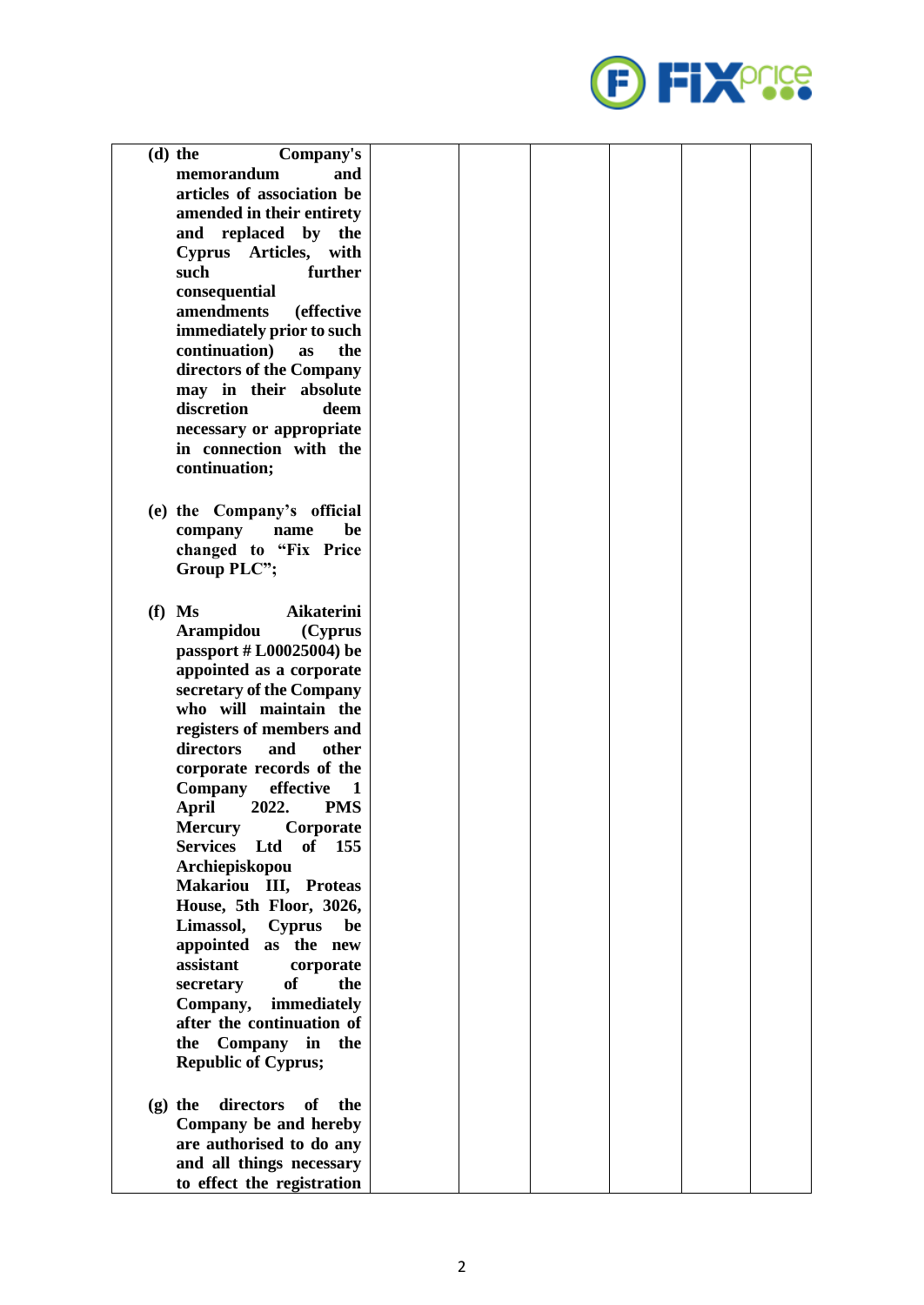| | | | | | |
|---|---|---|---|---|---|
| **(d) the Company's memorandum and articles of association be amended in their entirety and replaced by the Cyprus Articles, with such further consequential amendments (effective immediately prior to such continuation) as the directors of the Company may in their absolute discretion deem necessary or appropriate in connection with the continuation;**<br><br>**(e) the Company's official company name be changed to "Fix Price Group PLC";**<br><br>**(f) Ms Aikaterini Arampidou (Cyprus passport # L00025004) be appointed as a corporate secretary of the Company who will maintain the registers of members and directors and other corporate records of the Company effective 1 April 2022. PMS Mercury Corporate Services Ltd of 155 Archiepiskopou Makariou III, Proteas House, 5th Floor, 3026, Limassol, Cyprus be appointed as the new assistant corporate secretary of the Company, immediately after the continuation of the Company in the Republic of Cyprus;**<br><br>**(g) the directors of the Company be and hereby are authorised to do any and all things necessary to effect the registration** | | | | | |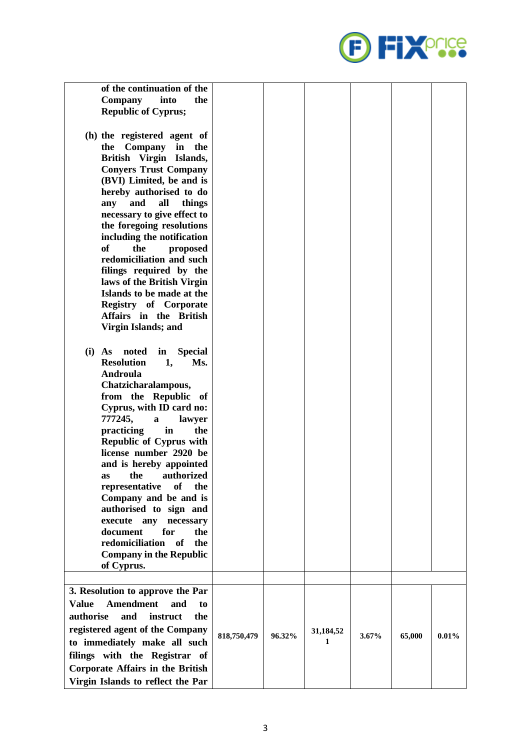| | | | | | | |
|---|---|---|---|---|---|---|
| **of the continuation of the Company into the Republic of Cyprus;**<br><br>**(h) the registered agent of the Company in the British Virgin Islands, Conyers Trust Company (BVI) Limited, be and is hereby authorised to do any and all things necessary to give effect to the foregoing resolutions including the notification of the proposed redomiciliation and such filings required by the laws of the British Virgin Islands to be made at the Registry of Corporate Affairs in the British Virgin Islands; and**<br><br>**(i) As noted in Special Resolution 1, Ms. Androula Chatzicharalampous, from the Republic of Cyprus, with ID card no: 777245, a lawyer practicing in the Republic of Cyprus with license number 2920 be and is hereby appointed as the authorized representative of the Company and be and is authorised to sign and execute any necessary document for the redomiciliation of the Company in the Republic of Cyprus.** | | | | | | |
| | | | | | | |
| **3. Resolution to approve the Par Value Amendment and to authorise and instruct the registered agent of the Company to immediately make all such filings with the Registrar of Corporate Affairs in the British Virgin Islands to reflect the Par** | **818,750,479** | **96.32%** | **31,184,521** | **3.67%** | **65,000** | **0.01%** |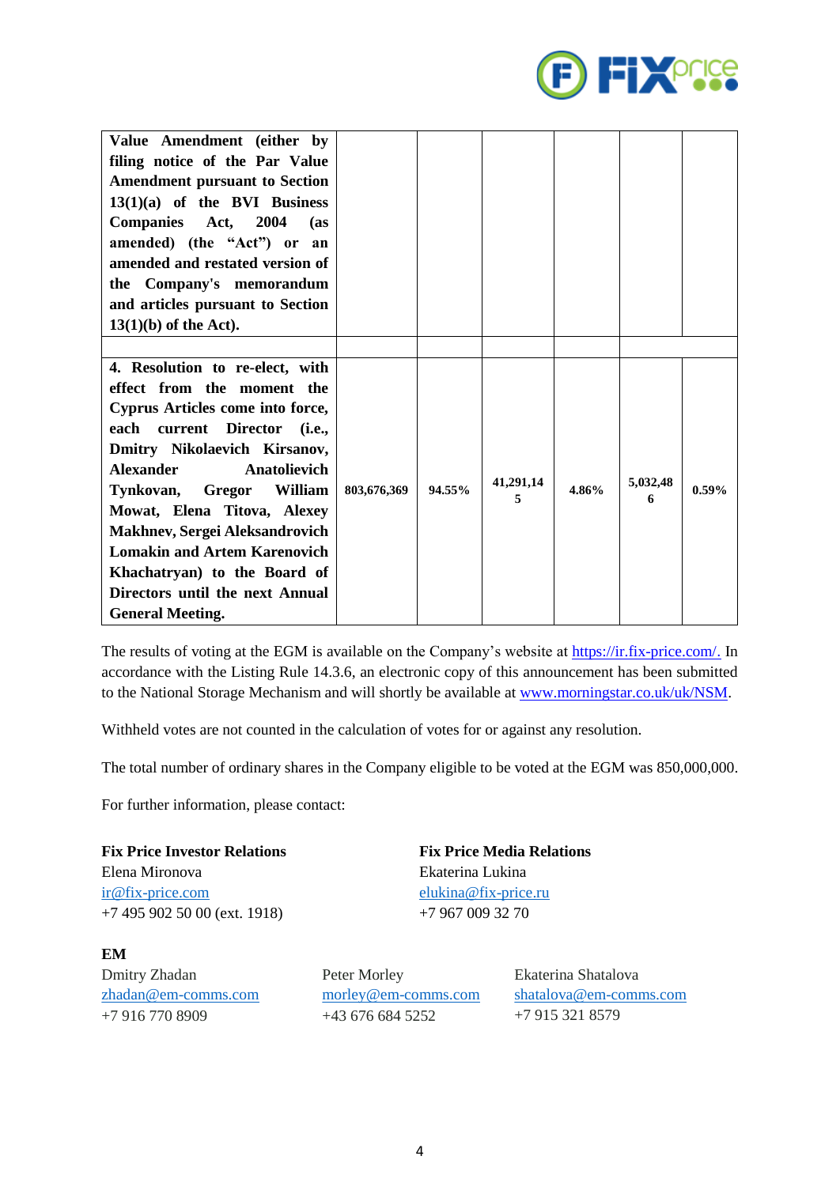| | | | | | | |
|---|---|---|---|---|---|---|
| **Value Amendment (either by filing notice of the Par Value Amendment pursuant to Section 13(1)(a) of the BVI Business Companies Act, 2004 (as amended) (the "Act") or an amended and restated version of the Company's memorandum and articles pursuant to Section 13(1)(b) of the Act).** | | | | | | |
| | | | | | | |
| **4. Resolution to re-elect, with effect from the moment the Cyprus Articles come into force, each current Director (i.e., Dmitry Nikolaevich Kirsanov, Alexander Anatolievich Tynkovan, Gregor William Mowat, Elena Titova, Alexey Makhnev, Sergei Aleksandrovich Lomakin and Artem Karenovich Khachatryan) to the Board of Directors until the next Annual General Meeting.** | **803,676,369** | **94.55%** | **41,291,145** | **4.86%** | **5,032,486** | **0.59%** |

The results of voting at the EGM is available on the Company's website at https://ir.fix-price.com/. In accordance with the Listing Rule 14.3.6, an electronic copy of this announcement has been submitted to the National Storage Mechanism and will shortly be available at www.morningstar.co.uk/uk/NSM.

Withheld votes are not counted in the calculation of votes for or against any resolution.

The total number of ordinary shares in the Company eligible to be voted at the EGM was 850,000,000.

For further information, please contact:

**Fix Price Investor Relations**
Elena Mironova
ir@fix-price.com
+7 495 902 50 00 (ext. 1918)

**Fix Price Media Relations**
Ekaterina Lukina
elukina@fix-price.ru
+7 967 009 32 70

**EM**

Dmitry Zhadan
zhadan@em-comms.com
+7 916 770 8909

Peter Morley
morley@em-comms.com
+43 676 684 5252

Ekaterina Shatalova
shatalova@em-comms.com
+7 915 321 8579